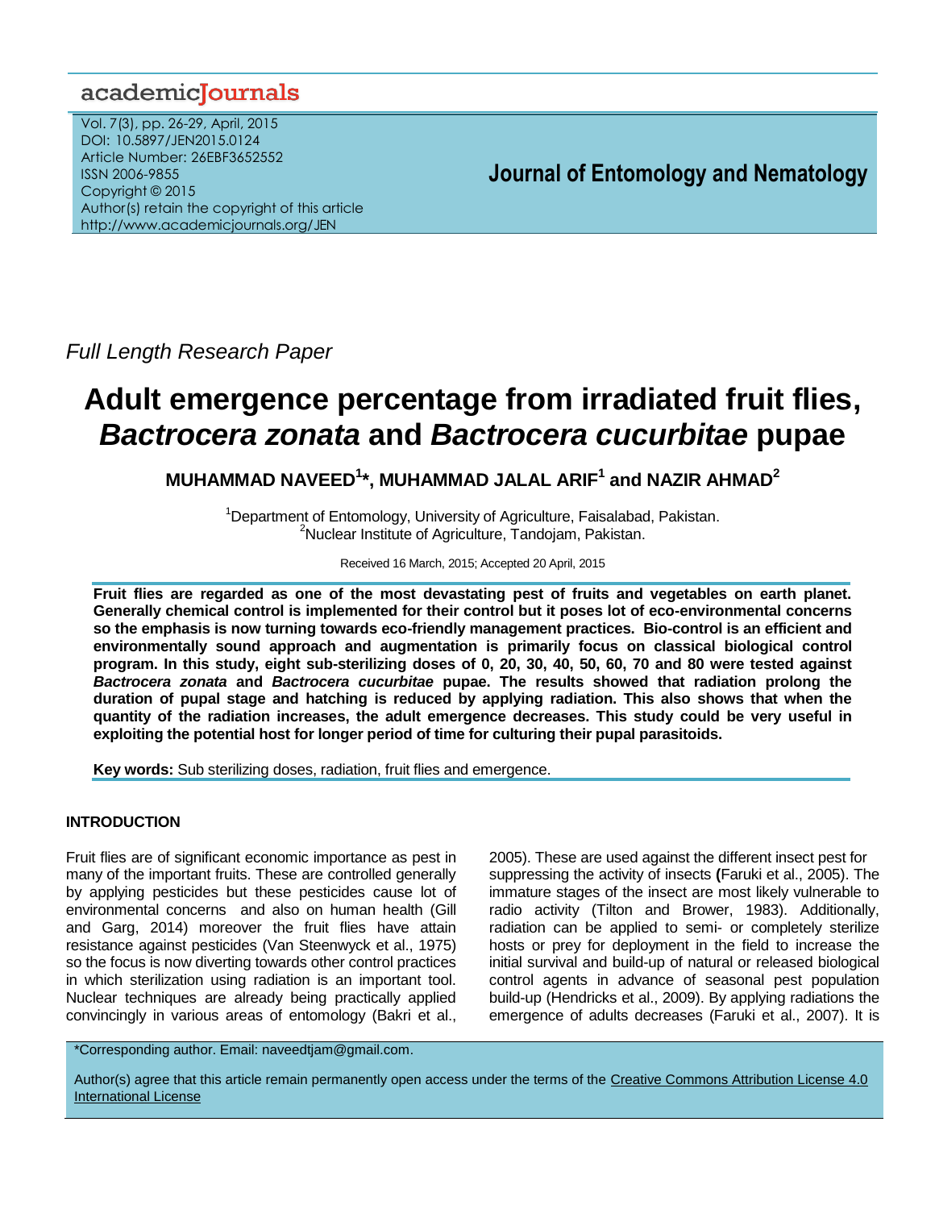Full Length Research Paper

# Adult emergence percentage from irradiated fruit flies, *Bactrocera zonata* and *Bactrocera cucurbitae* pupae

**MUHAMMAD NAVEED[1]*, MUHAMMAD JALAL ARIF[1] and NAZIR AHMAD[2]**

[1]Department of Entomology, University of Agriculture, Faisalabad, Pakistan.
[2]Nuclear Institute of Agriculture, Tandojam, Pakistan.

Received 16 March, 2015; Accepted 20 April, 2015

**Fruit flies are regarded as one of the most devastating pest of fruits and vegetables on earth planet. Generally chemical control is implemented for their control but it poses lot of eco-environmental concerns so the emphasis is now turning towards eco-friendly management practices. Bio-control is an efficient and environmentally sound approach and augmentation is primarily focus on classical biological control program. In this study, eight sub-sterilizing doses of 0, 20, 30, 40, 50, 60, 70 and 80 were tested against *Bactrocera zonata* and *Bactrocera cucurbitae* pupae. The results showed that radiation prolong the duration of pupal stage and hatching is reduced by applying radiation. This also shows that when the quantity of the radiation increases, the adult emergence decreases. This study could be very useful in exploiting the potential host for longer period of time for culturing their pupal parasitoids.**

**Key words:** Sub sterilizing doses, radiation, fruit flies and emergence.

## INTRODUCTION

Fruit flies are of significant economic importance as pest in many of the important fruits. These are controlled generally by applying pesticides but these pesticides cause lot of environmental concerns and also on human health (Gill and Garg, 2014) moreover the fruit flies have attain resistance against pesticides (Van Steenwyck et al., 1975) so the focus is now diverting towards other control practices in which sterilization using radiation is an important tool. Nuclear techniques are already being practically applied convincingly in various areas of entomology (Bakri et al., 2005). These are used against the different insect pest for suppressing the activity of insects **(**Faruki et al., 2005). The immature stages of the insect are most likely vulnerable to radio activity (Tilton and Brower, 1983). Additionally, radiation can be applied to semi- or completely sterilize hosts or prey for deployment in the field to increase the initial survival and build-up of natural or released biological control agents in advance of seasonal pest population build-up (Hendricks et al., 2009). By applying radiations the emergence of adults decreases (Faruki et al., 2007). It is

*Corresponding author. Email: naveedtjam@gmail.com.

Author(s) agree that this article remain permanently open access under the terms of the Creative Commons Attribution License 4.0 International License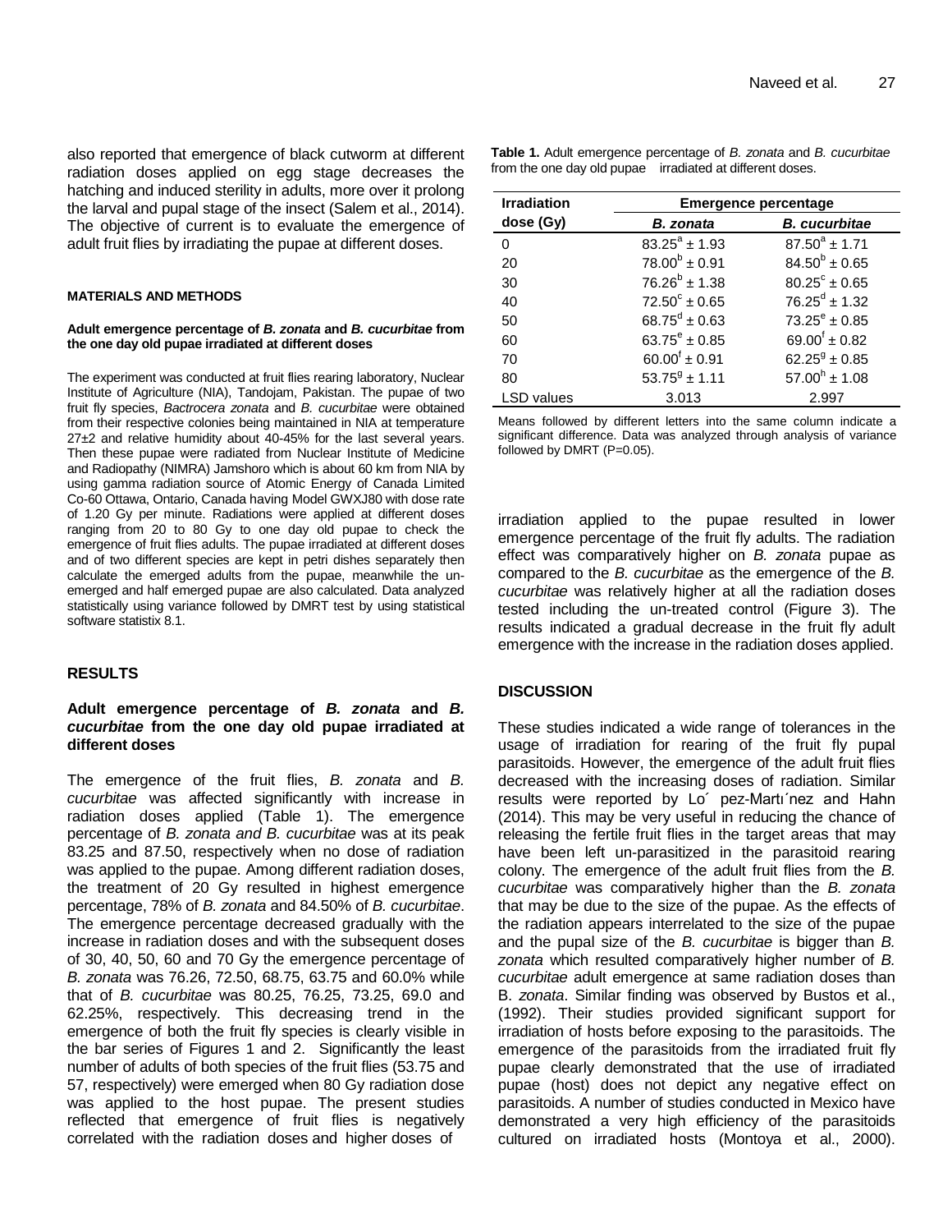also reported that emergence of black cutworm at different radiation doses applied on egg stage decreases the hatching and induced sterility in adults, more over it prolong the larval and pupal stage of the insect (Salem et al., 2014). The objective of current is to evaluate the emergence of adult fruit flies by irradiating the pupae at different doses.

## MATERIALS AND METHODS

### Adult emergence percentage of *B. zonata* and *B. cucurbitae* from the one day old pupae irradiated at different doses

The experiment was conducted at fruit flies rearing laboratory, Nuclear Institute of Agriculture (NIA), Tandojam, Pakistan. The pupae of two fruit fly species, *Bactrocera zonata* and *B. cucurbitae* were obtained from their respective colonies being maintained in NIA at temperature 27±2 and relative humidity about 40-45% for the last several years. Then these pupae were radiated from Nuclear Institute of Medicine and Radiopathy (NIMRA) Jamshoro which is about 60 km from NIA by using gamma radiation source of Atomic Energy of Canada Limited Co-60 Ottawa, Ontario, Canada having Model GWXJ80 with dose rate of 1.20 Gy per minute. Radiations were applied at different doses ranging from 20 to 80 Gy to one day old pupae to check the emergence of fruit flies adults. The pupae irradiated at different doses and of two different species are kept in petri dishes separately then calculate the emerged adults from the pupae, meanwhile the un-emerged and half emerged pupae are also calculated. Data analyzed statistically using variance followed by DMRT test by using statistical software statistix 8.1.

## RESULTS

### Adult emergence percentage of *B. zonata* and *B. cucurbitae* from the one day old pupae irradiated at different doses

The emergence of the fruit flies, *B. zonata* and *B. cucurbitae* was affected significantly with increase in radiation doses applied (Table 1). The emergence percentage of *B. zonata and B. cucurbitae* was at its peak 83.25 and 87.50, respectively when no dose of radiation was applied to the pupae. Among different radiation doses, the treatment of 20 Gy resulted in highest emergence percentage, 78% of *B. zonata* and 84.50% of *B. cucurbitae*. The emergence percentage decreased gradually with the increase in radiation doses and with the subsequent doses of 30, 40, 50, 60 and 70 Gy the emergence percentage of *B. zonata* was 76.26, 72.50, 68.75, 63.75 and 60.0% while that of *B. cucurbitae* was 80.25, 76.25, 73.25, 69.0 and 62.25%, respectively. This decreasing trend in the emergence of both the fruit fly species is clearly visible in the bar series of Figures 1 and 2. Significantly the least number of adults of both species of the fruit flies (53.75 and 57, respectively) were emerged when 80 Gy radiation dose was applied to the host pupae. The present studies reflected that emergence of fruit flies is negatively correlated with the radiation doses and higher doses of irradiation applied to the pupae resulted in lower emergence percentage of the fruit fly adults. The radiation effect was comparatively higher on *B. zonata* pupae as compared to the *B. cucurbitae* as the emergence of the *B. cucurbitae* was relatively higher at all the radiation doses tested including the un-treated control (Figure 3). The results indicated a gradual decrease in the fruit fly adult emergence with the increase in the radiation doses applied.

**Table 1.** Adult emergence percentage of *B. zonata* and *B. cucurbitae* from the one day old pupae irradiated at different doses.

| Irradiation dose (Gy) | Emergence percentage | |
|---|---|---|
| | *B. zonata* | *B. cucurbitae* |
| 0 | $83.25^{a} \pm 1.93$ | $87.50^{a} \pm 1.71$ |
| 20 | $78.00^{b} \pm 0.91$ | $84.50^{b} \pm 0.65$ |
| 30 | $76.26^{b} \pm 1.38$ | $80.25^{c} \pm 0.65$ |
| 40 | $72.50^{c} \pm 0.65$ | $76.25^{d} \pm 1.32$ |
| 50 | $68.75^{d} \pm 0.63$ | $73.25^{e} \pm 0.85$ |
| 60 | $63.75^{e} \pm 0.85$ | $69.00^{f} \pm 0.82$ |
| 70 | $60.00^{f} \pm 0.91$ | $62.25^{g} \pm 0.85$ |
| 80 | $53.75^{g} \pm 1.11$ | $57.00^{h} \pm 1.08$ |
| LSD values | 3.013 | 2.997 |

Means followed by different letters into the same column indicate a significant difference. Data was analyzed through analysis of variance followed by DMRT (P=0.05).

## DISCUSSION

These studies indicated a wide range of tolerances in the usage of irradiation for rearing of the fruit fly pupal parasitoids. However, the emergence of the adult fruit flies decreased with the increasing doses of radiation. Similar results were reported by Lo´ pez-Martı´nez and Hahn (2014). This may be very useful in reducing the chance of releasing the fertile fruit flies in the target areas that may have been left un-parasitized in the parasitoid rearing colony. The emergence of the adult fruit flies from the *B. cucurbitae* was comparatively higher than the *B. zonata* that may be due to the size of the pupae. As the effects of the radiation appears interrelated to the size of the pupae and the pupal size of the *B. cucurbitae* is bigger than *B. zonata* which resulted comparatively higher number of *B. cucurbitae* adult emergence at same radiation doses than B. *zonata*. Similar finding was observed by Bustos et al., (1992). Their studies provided significant support for irradiation of hosts before exposing to the parasitoids. The emergence of the parasitoids from the irradiated fruit fly pupae clearly demonstrated that the use of irradiated pupae (host) does not depict any negative effect on parasitoids. A number of studies conducted in Mexico have demonstrated a very high efficiency of the parasitoids cultured on irradiated hosts (Montoya et al., 2000).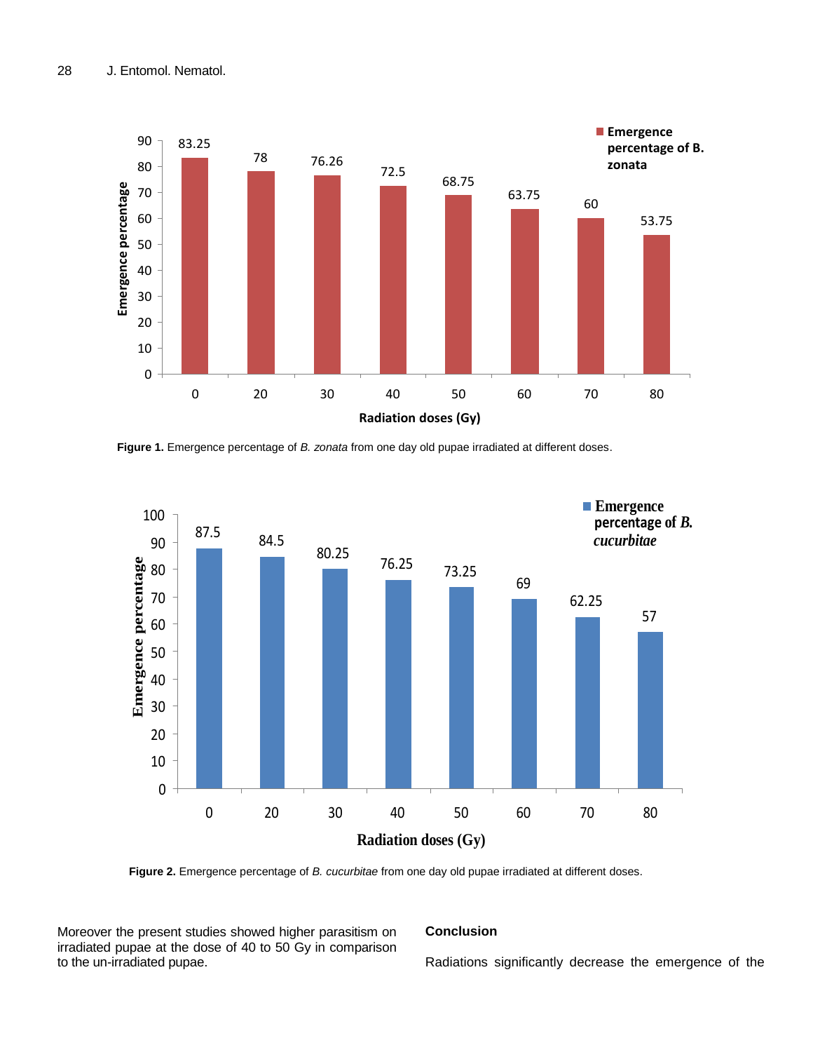**Figure 1.** Emergence percentage of *B. zonata* from one day old pupae irradiated at different doses.

**Figure 2.** Emergence percentage of *B. cucurbitae* from one day old pupae irradiated at different doses.

Moreover the present studies showed higher parasitism on irradiated pupae at the dose of 40 to 50 Gy in comparison to the un-irradiated pupae.

## Conclusion

Radiations significantly decrease the emergence of the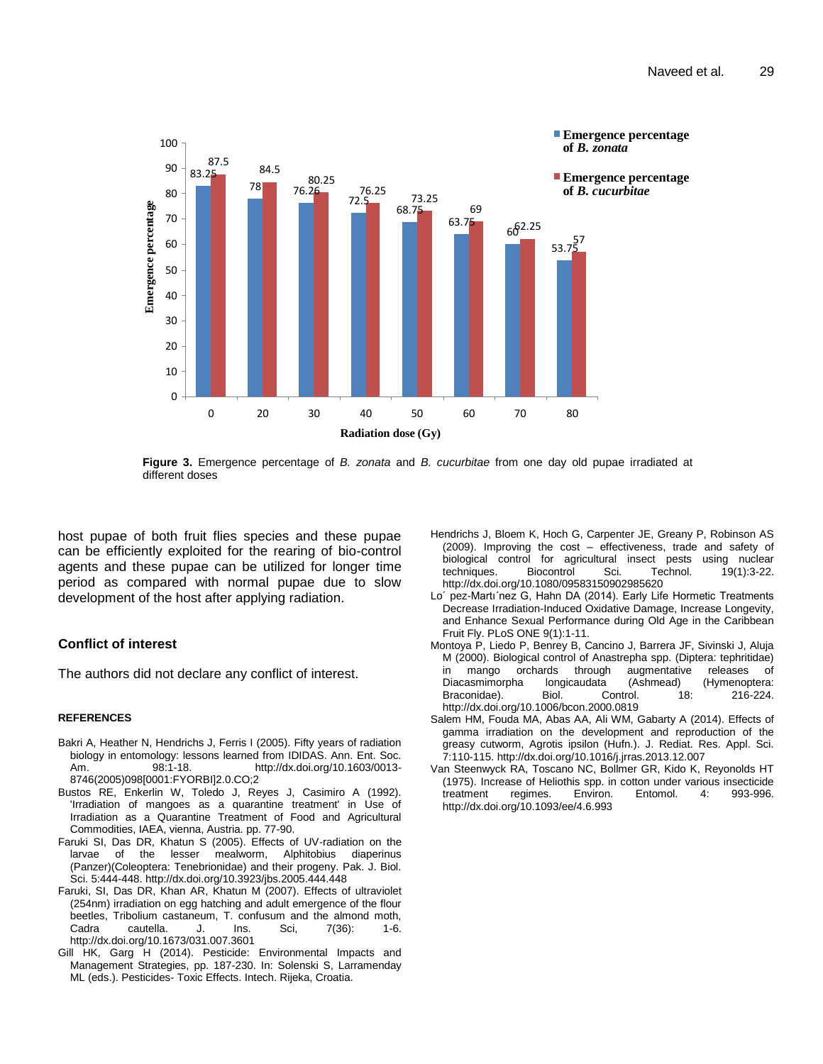Emergence percentage of *B. zonata*

Emergence percentage of *B. cucurbitae*

Emergence percentage

Radiation dose (Gy)

0 10 20 30 40 50 60 70 80 90 100

0 20 30 40 50 60 70 80

83.25 87.5 78 84.5 76.26 80.25 72.5 76.25 68.75 73.25 63.75 69 60 62.25 53.75 57

**Figure 3.** Emergence percentage of *B. zonata* and *B. cucurbitae* from one day old pupae irradiated at different doses

host pupae of both fruit flies species and these pupae can be efficiently exploited for the rearing of bio-control agents and these pupae can be utilized for longer time period as compared with normal pupae due to slow development of the host after applying radiation.

## Conflict of interest

The authors did not declare any conflict of interest.

## REFERENCES

Bakri A, Heather N, Hendrichs J, Ferris I (2005). Fifty years of radiation biology in entomology: lessons learned from IDIDAS. Ann. Ent. Soc. Am. 98:1-18. http://dx.doi.org/10.1603/0013-8746(2005)098[0001:FYORBI]2.0.CO;2

Bustos RE, Enkerlin W, Toledo J, Reyes J, Casimiro A (1992). 'Irradiation of mangoes as a quarantine treatment' in Use of Irradiation as a Quarantine Treatment of Food and Agricultural Commodities, IAEA, vienna, Austria. pp. 77-90.

Faruki SI, Das DR, Khatun S (2005). Effects of UV-radiation on the larvae of the lesser mealworm, Alphitobius diaperinus (Panzer)(Coleoptera: Tenebrionidae) and their progeny. Pak. J. Biol. Sci. 5:444-448. http://dx.doi.org/10.3923/jbs.2005.444.448

Faruki, SI, Das DR, Khan AR, Khatun M (2007). Effects of ultraviolet (254nm) irradiation on egg hatching and adult emergence of the flour beetles, Tribolium castaneum, T. confusum and the almond moth, Cadra cautella. J. Ins. Sci, 7(36): 1-6. http://dx.doi.org/10.1673/031.007.3601

Gill HK, Garg H (2014). Pesticide: Environmental Impacts and Management Strategies, pp. 187-230. In: Solenski S, Larramenday ML (eds.). Pesticides- Toxic Effects. Intech. Rijeka, Croatia.

Hendrichs J, Bloem K, Hoch G, Carpenter JE, Greany P, Robinson AS (2009). Improving the cost – effectiveness, trade and safety of biological control for agricultural insect pests using nuclear techniques. Biocontrol Sci. Technol. 19(1):3-22. http://dx.doi.org/10.1080/09583150902985620

Lo´ pez-Martı´nez G, Hahn DA (2014). Early Life Hormetic Treatments Decrease Irradiation-Induced Oxidative Damage, Increase Longevity, and Enhance Sexual Performance during Old Age in the Caribbean Fruit Fly. PLoS ONE 9(1):1-11.

Montoya P, Liedo P, Benrey B, Cancino J, Barrera JF, Sivinski J, Aluja M (2000). Biological control of Anastrepha spp. (Diptera: tephritidae) in mango orchards through augmentative releases of Diacasmimorpha longicaudata (Ashmead) (Hymenoptera: Braconidae). Biol. Control. 18: 216-224. http://dx.doi.org/10.1006/bcon.2000.0819

Salem HM, Fouda MA, Abas AA, Ali WM, Gabarty A (2014). Effects of gamma irradiation on the development and reproduction of the greasy cutworm, Agrotis ipsilon (Hufn.). J. Rediat. Res. Appl. Sci. 7:110-115. http://dx.doi.org/10.1016/j.jrras.2013.12.007

Van Steenwyck RA, Toscano NC, Bollmer GR, Kido K, Reyonolds HT (1975). Increase of Heliothis spp. in cotton under various insecticide treatment regimes. Environ. Entomol. 4: 993-996. http://dx.doi.org/10.1093/ee/4.6.993